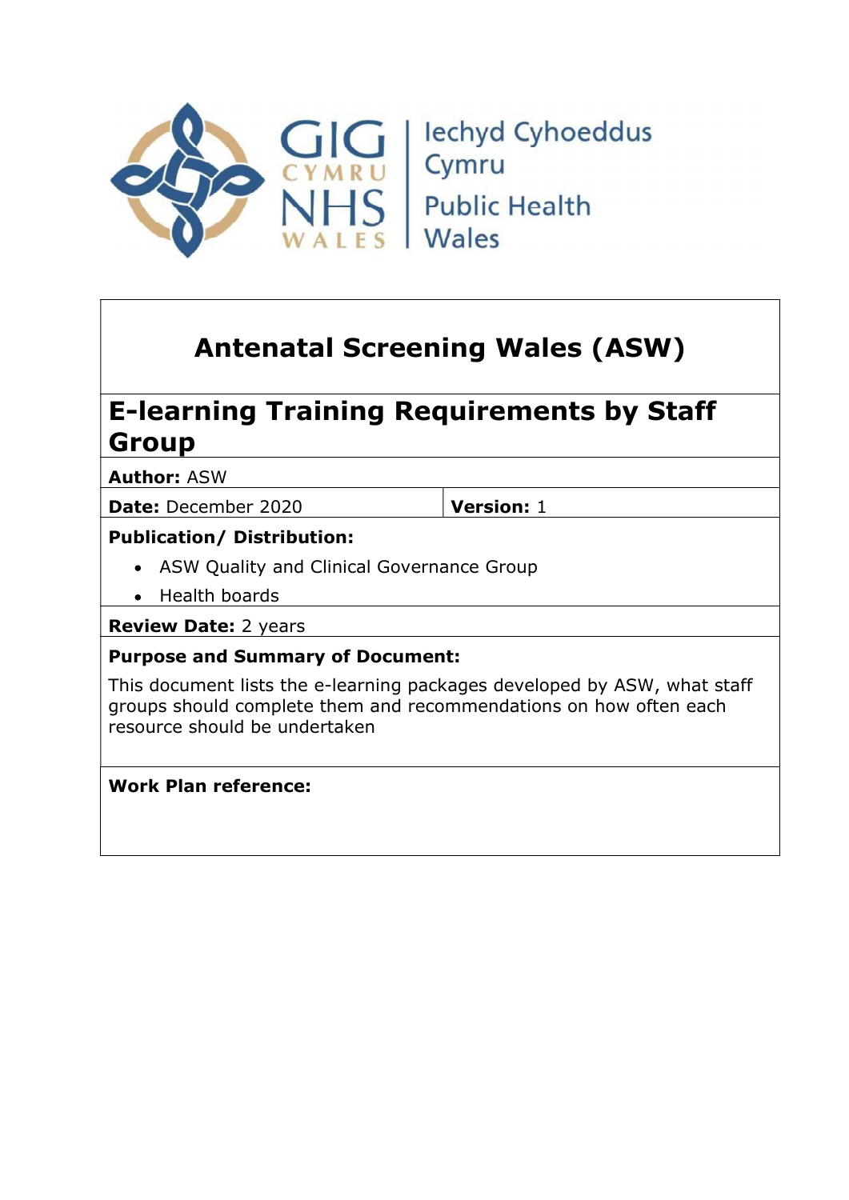GIG CYMRU NHS WALES | Iechyd Cyhoeddus Cymru Public Health Wales

# Antenatal Screening Wales (ASW)

## E-learning Training Requirements by Staff Group

**Author:** ASW

| **Date:** December 2020 | **Version:** 1 |
|---|---|

**Publication/ Distribution:**

- ASW Quality and Clinical Governance Group
- Health boards

**Review Date:** 2 years

**Purpose and Summary of Document:**

This document lists the e-learning packages developed by ASW, what staff groups should complete them and recommendations on how often each resource should be undertaken

**Work Plan reference:**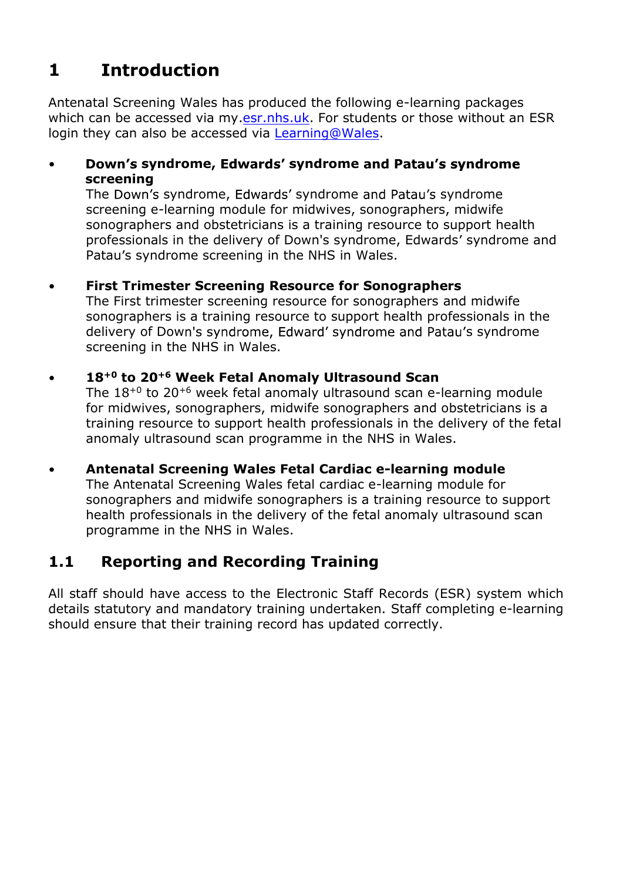# 1 Introduction

Antenatal Screening Wales has produced the following e-learning packages which can be accessed via my.[esr.nhs.uk](esr.nhs.uk). For students or those without an ESR login they can also be accessed via [Learning@Wales](Learning@Wales).

- **Down's syndrome, Edwards' syndrome and Patau's syndrome screening**
  The Down's syndrome, Edwards' syndrome and Patau's syndrome screening e-learning module for midwives, sonographers, midwife sonographers and obstetricians is a training resource to support health professionals in the delivery of Down's syndrome, Edwards' syndrome and Patau's syndrome screening in the NHS in Wales.

- **First Trimester Screening Resource for Sonographers**
  The First trimester screening resource for sonographers and midwife sonographers is a training resource to support health professionals in the delivery of Down's syndrome, Edward' syndrome and Patau's syndrome screening in the NHS in Wales.

- **$18^{+0}$ to $20^{+6}$ Week Fetal Anomaly Ultrasound Scan**
  The $18^{+0}$ to $20^{+6}$ week fetal anomaly ultrasound scan e-learning module for midwives, sonographers, midwife sonographers and obstetricians is a training resource to support health professionals in the delivery of the fetal anomaly ultrasound scan programme in the NHS in Wales.

- **Antenatal Screening Wales Fetal Cardiac e-learning module**
  The Antenatal Screening Wales fetal cardiac e-learning module for sonographers and midwife sonographers is a training resource to support health professionals in the delivery of the fetal anomaly ultrasound scan programme in the NHS in Wales.

## 1.1 Reporting and Recording Training

All staff should have access to the Electronic Staff Records (ESR) system which details statutory and mandatory training undertaken. Staff completing e-learning should ensure that their training record has updated correctly.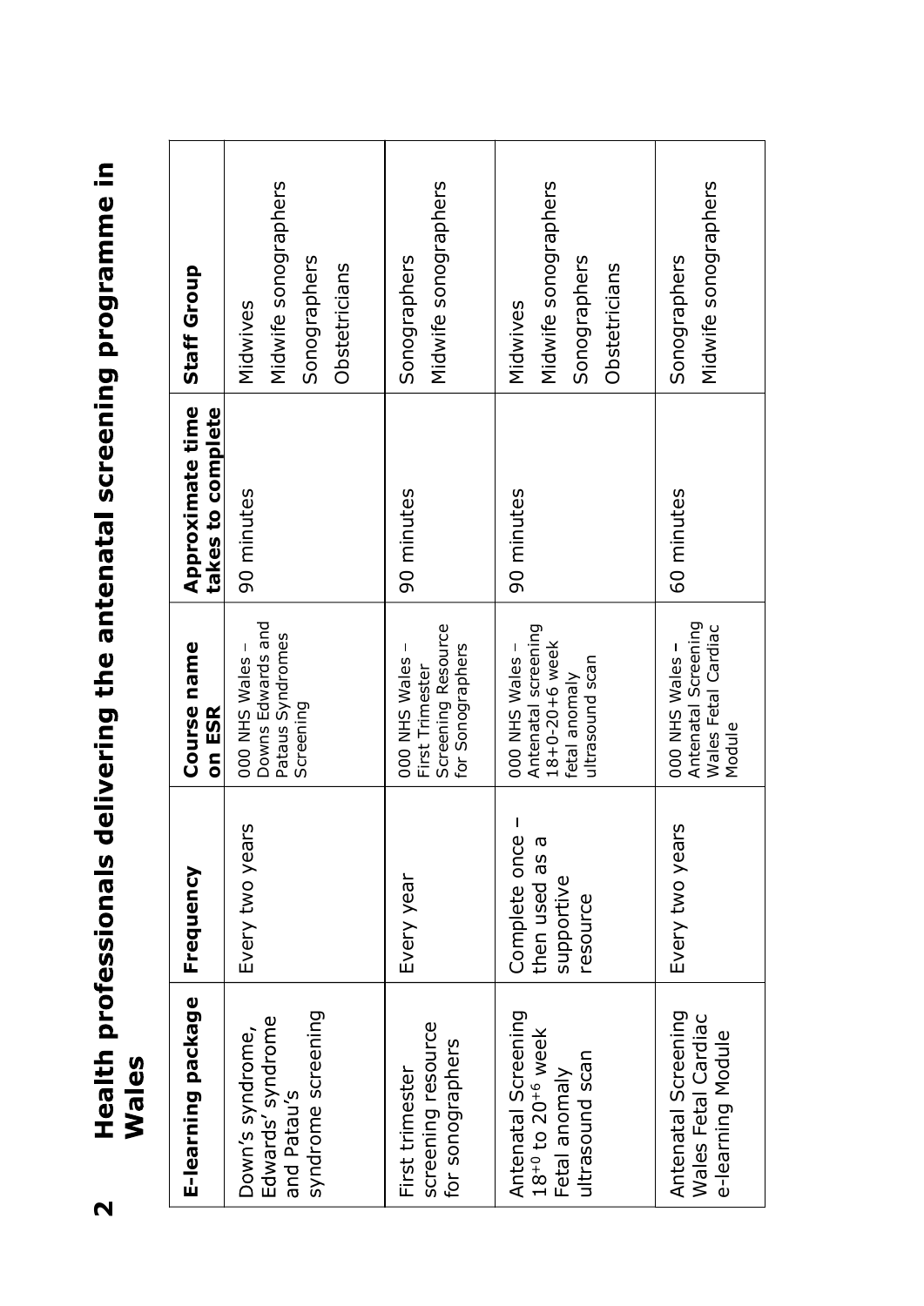## 2 Health professionals delivering the antenatal screening programme in Wales

| E-learning package | Frequency | Course name on ESR | Approximate time takes to complete | Staff Group |
|---|---|---|---|---|
| Down's syndrome, Edwards' syndrome and Patau's syndrome screening | Every two years | 000 NHS Wales – Downs Edwards and Pataus Syndromes Screening | 90 minutes | Midwives<br>Midwife sonographers<br>Sonographers<br>Obstetricians |
| First trimester screening resource for sonographers | Every year | 000 NHS Wales – First Trimester Screening Resource for Sonographers | 90 minutes | Sonographers<br>Midwife sonographers |
| Antenatal Screening $18^{+0}$ to $20^{+6}$ week Fetal anomaly ultrasound scan | Complete once – then used as a supportive resource | 000 NHS Wales – Antenatal screening 18+0-20+6 week fetal anomaly ultrasound scan | 90 minutes | Midwives<br>Midwife sonographers<br>Sonographers<br>Obstetricians |
| Antenatal Screening Wales Fetal Cardiac e-learning Module | Every two years | 000 NHS Wales – Antenatal Screening Wales Fetal Cardiac Module | 60 minutes | Sonographers<br>Midwife sonographers |